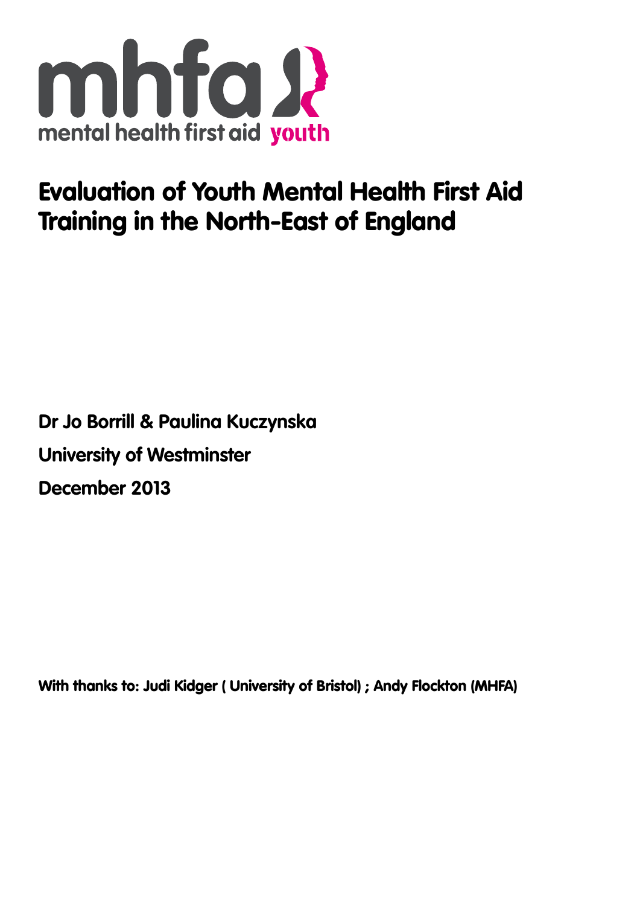mhfa
mental health first aid youth

# Evaluation of Youth Mental Health First Aid Training in the North-East of England

**Dr Jo Borrill & Paulina Kuczynska**

**University of Westminster**

**December 2013**

**With thanks to: Judi Kidger ( University of Bristol) ; Andy Flockton (MHFA)**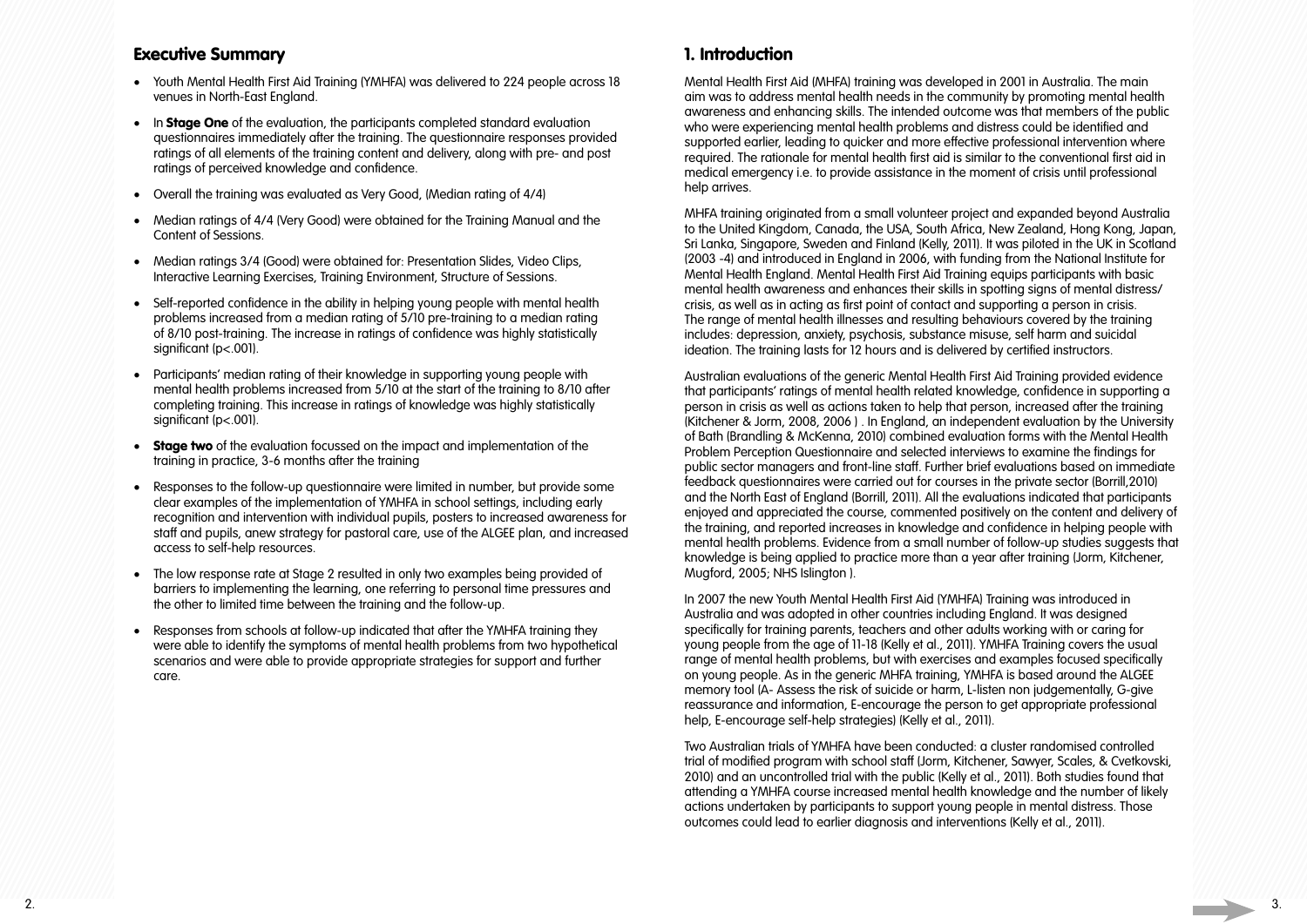## Executive Summary

- Youth Mental Health First Aid Training (YMHFA) was delivered to 224 people across 18 venues in North-East England.
- In **Stage One** of the evaluation, the participants completed standard evaluation questionnaires immediately after the training. The questionnaire responses provided ratings of all elements of the training content and delivery, along with pre- and post ratings of perceived knowledge and confidence.
- Overall the training was evaluated as Very Good, (Median rating of 4/4)
- Median ratings of 4/4 (Very Good) were obtained for the Training Manual and the Content of Sessions.
- Median ratings 3/4 (Good) were obtained for: Presentation Slides, Video Clips, Interactive Learning Exercises, Training Environment, Structure of Sessions.
- Self-reported confidence in the ability in helping young people with mental health problems increased from a median rating of 5/10 pre-training to a median rating of 8/10 post-training. The increase in ratings of confidence was highly statistically significant ($p<.001$).
- Participants' median rating of their knowledge in supporting young people with mental health problems increased from 5/10 at the start of the training to 8/10 after completing training. This increase in ratings of knowledge was highly statistically significant ($p<.001$).
- **Stage two** of the evaluation focussed on the impact and implementation of the training in practice, 3-6 months after the training
- Responses to the follow-up questionnaire were limited in number, but provide some clear examples of the implementation of YMHFA in school settings, including early recognition and intervention with individual pupils, posters to increased awareness for staff and pupils, anew strategy for pastoral care, use of the ALGEE plan, and increased access to self-help resources.
- The low response rate at Stage 2 resulted in only two examples being provided of barriers to implementing the learning, one referring to personal time pressures and the other to limited time between the training and the follow-up.
- Responses from schools at follow-up indicated that after the YMHFA training they were able to identify the symptoms of mental health problems from two hypothetical scenarios and were able to provide appropriate strategies for support and further care.

## 1. Introduction

Mental Health First Aid (MHFA) training was developed in 2001 in Australia. The main aim was to address mental health needs in the community by promoting mental health awareness and enhancing skills. The intended outcome was that members of the public who were experiencing mental health problems and distress could be identified and supported earlier, leading to quicker and more effective professional intervention where required. The rationale for mental health first aid is similar to the conventional first aid in medical emergency i.e. to provide assistance in the moment of crisis until professional help arrives.

MHFA training originated from a small volunteer project and expanded beyond Australia to the United Kingdom, Canada, the USA, South Africa, New Zealand, Hong Kong, Japan, Sri Lanka, Singapore, Sweden and Finland (Kelly, 2011). It was piloted in the UK in Scotland (2003 -4) and introduced in England in 2006, with funding from the National Institute for Mental Health England. Mental Health First Aid Training equips participants with basic mental health awareness and enhances their skills in spotting signs of mental distress/crisis, as well as in acting as first point of contact and supporting a person in crisis. The range of mental health illnesses and resulting behaviours covered by the training includes: depression, anxiety, psychosis, substance misuse, self harm and suicidal ideation. The training lasts for 12 hours and is delivered by certified instructors.

Australian evaluations of the generic Mental Health First Aid Training provided evidence that participants' ratings of mental health related knowledge, confidence in supporting a person in crisis as well as actions taken to help that person, increased after the training (Kitchener & Jorm, 2008, 2006 ) . In England, an independent evaluation by the University of Bath (Brandling & McKenna, 2010) combined evaluation forms with the Mental Health Problem Perception Questionnaire and selected interviews to examine the findings for public sector managers and front-line staff. Further brief evaluations based on immediate feedback questionnaires were carried out for courses in the private sector (Borrill,2010) and the North East of England (Borrill, 2011). All the evaluations indicated that participants enjoyed and appreciated the course, commented positively on the content and delivery of the training, and reported increases in knowledge and confidence in helping people with mental health problems. Evidence from a small number of follow-up studies suggests that knowledge is being applied to practice more than a year after training (Jorm, Kitchener, Mugford, 2005; NHS Islington ).

In 2007 the new Youth Mental Health First Aid (YMHFA) Training was introduced in Australia and was adopted in other countries including England. It was designed specifically for training parents, teachers and other adults working with or caring for young people from the age of 11-18 (Kelly et al., 2011). YMHFA Training covers the usual range of mental health problems, but with exercises and examples focused specifically on young people. As in the generic MHFA training, YMHFA is based around the ALGEE memory tool (A- Assess the risk of suicide or harm, L-listen non judgementally, G-give reassurance and information, E-encourage the person to get appropriate professional help, E-encourage self-help strategies) (Kelly et al., 2011).

Two Australian trials of YMHFA have been conducted: a cluster randomised controlled trial of modified program with school staff (Jorm, Kitchener, Sawyer, Scales, & Cvetkovski, 2010) and an uncontrolled trial with the public (Kelly et al., 2011). Both studies found that attending a YMHFA course increased mental health knowledge and the number of likely actions undertaken by participants to support young people in mental distress. Those outcomes could lead to earlier diagnosis and interventions (Kelly et al., 2011).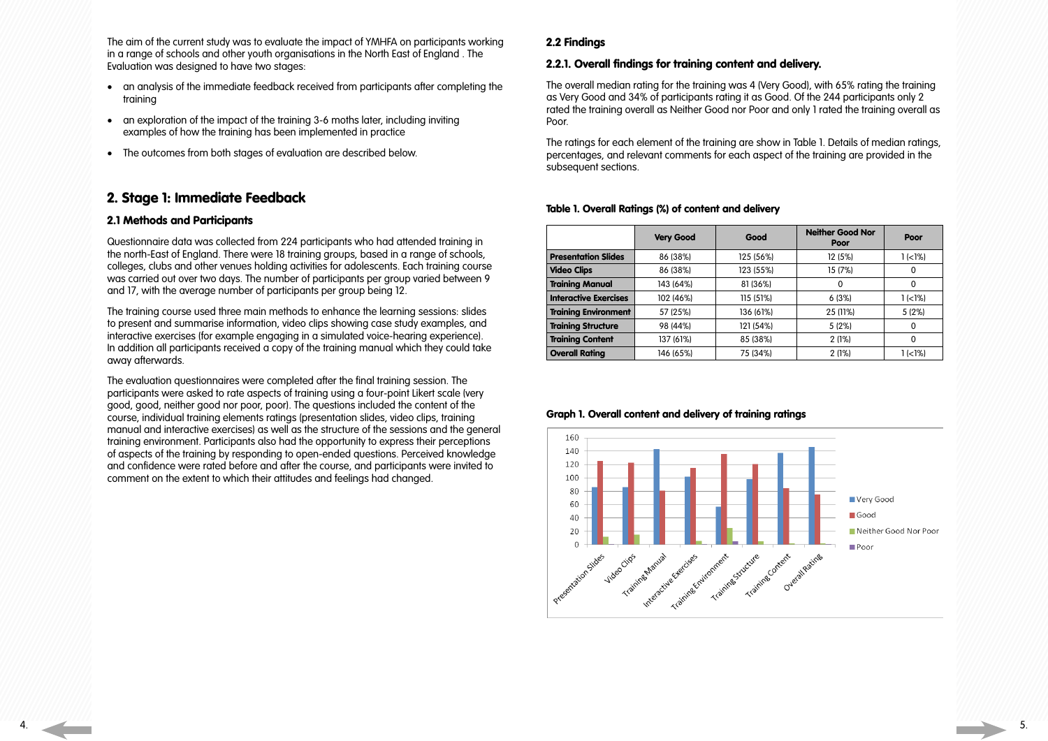The aim of the current study was to evaluate the impact of YMHFA on participants working in a range of schools and other youth organisations in the North East of England . The Evaluation was designed to have two stages:

- an analysis of the immediate feedback received from participants after completing the training
- an exploration of the impact of the training 3-6 moths later, including inviting examples of how the training has been implemented in practice
- The outcomes from both stages of evaluation are described below.

## 2. Stage 1: Immediate Feedback

### 2.1 Methods and Participants

Questionnaire data was collected from 224 participants who had attended training in the north-East of England. There were 18 training groups, based in a range of schools, colleges, clubs and other venues holding activities for adolescents. Each training course was carried out over two days. The number of participants per group varied between 9 and 17, with the average number of participants per group being 12.

The training course used three main methods to enhance the learning sessions: slides to present and summarise information, video clips showing case study examples, and interactive exercises (for example engaging in a simulated voice-hearing experience). In addition all participants received a copy of the training manual which they could take away afterwards.

The evaluation questionnaires were completed after the final training session. The participants were asked to rate aspects of training using a four-point Likert scale (very good, good, neither good nor poor, poor). The questions included the content of the course, individual training elements ratings (presentation slides, video clips, training manual and interactive exercises) as well as the structure of the sessions and the general training environment. Participants also had the opportunity to express their perceptions of aspects of the training by responding to open-ended questions. Perceived knowledge and confidence were rated before and after the course, and participants were invited to comment on the extent to which their attitudes and feelings had changed.

### 2.2 Findings

#### 2.2.1. Overall findings for training content and delivery.

The overall median rating for the training was 4 (Very Good), with 65% rating the training as Very Good and 34% of participants rating it as Good. Of the 244 participants only 2 rated the training overall as Neither Good nor Poor and only 1 rated the training overall as Poor.

The ratings for each element of the training are show in Table 1. Details of median ratings, percentages, and relevant comments for each aspect of the training are provided in the subsequent sections.

**Table 1. Overall Ratings (%) of content and delivery**

| | Very Good | Good | Neither Good Nor Poor | Poor |
|---|---|---|---|---|
| **Presentation Slides** | 86 (38%) | 125 (56%) | 12 (5%) | 1 (<1%) |
| **Video Clips** | 86 (38%) | 123 (55%) | 15 (7%) | 0 |
| **Training Manual** | 143 (64%) | 81 (36%) | 0 | 0 |
| **Interactive Exercises** | 102 (46%) | 115 (51%) | 6 (3%) | 1 (<1%) |
| **Training Environment** | 57 (25%) | 136 (61%) | 25 (11%) | 5 (2%) |
| **Training Structure** | 98 (44%) | 121 (54%) | 5 (2%) | 0 |
| **Training Content** | 137 (61%) | 85 (38%) | 2 (1%) | 0 |
| **Overall Rating** | 146 (65%) | 75 (34%) | 2 (1%) | 1 (<1%) |

**Graph 1. Overall content and delivery of training ratings**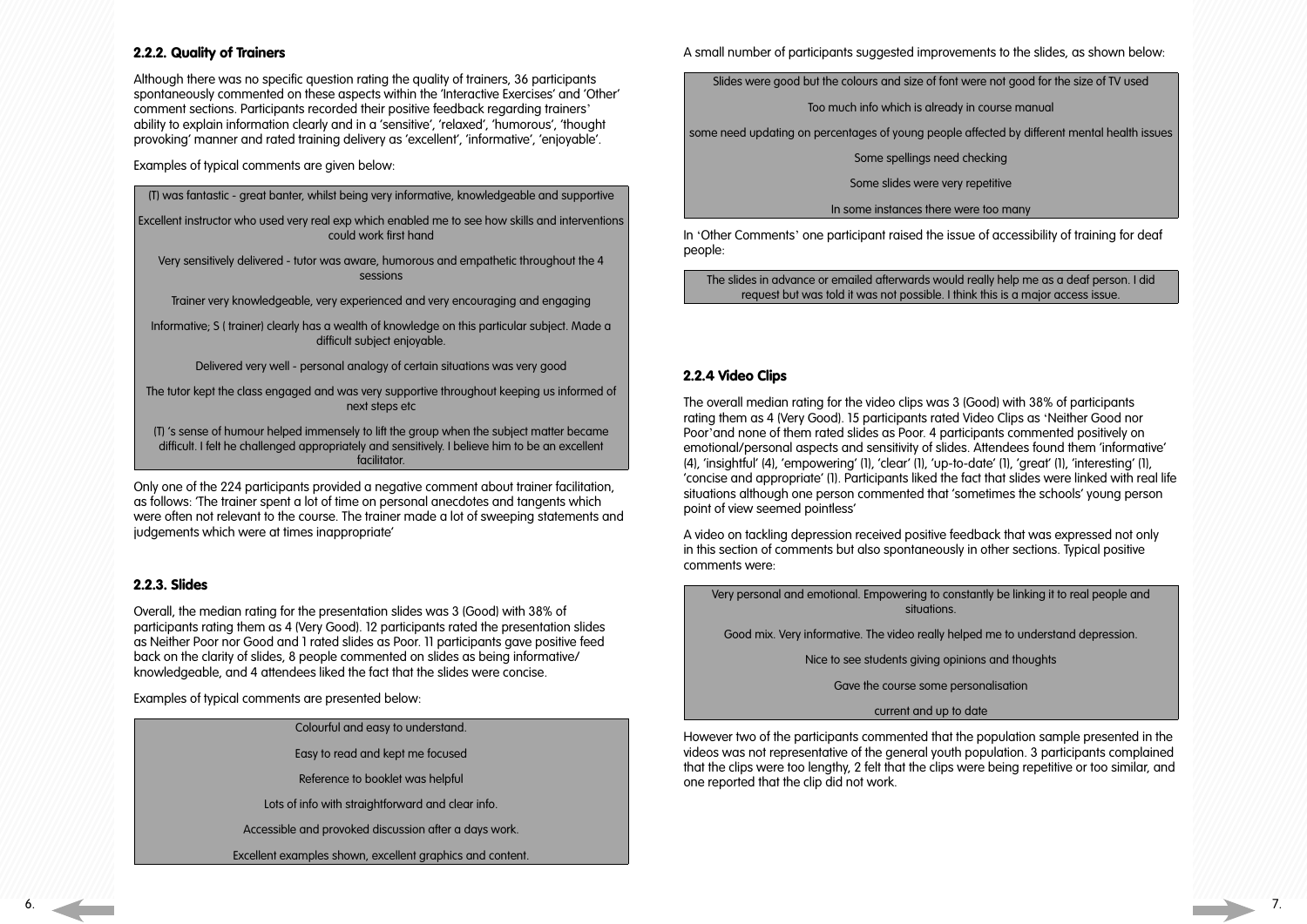### 2.2.2. Quality of Trainers

Although there was no specific question rating the quality of trainers, 36 participants spontaneously commented on these aspects within the 'Interactive Exercises' and 'Other' comment sections. Participants recorded their positive feedback regarding trainers' ability to explain information clearly and in a 'sensitive', 'relaxed', 'humorous', 'thought provoking' manner and rated training delivery as 'excellent', 'informative', 'enjoyable'.

Examples of typical comments are given below:

> (T) was fantastic - great banter, whilst being very informative, knowledgeable and supportive
>
> Excellent instructor who used very real exp which enabled me to see how skills and interventions could work first hand
>
> Very sensitively delivered - tutor was aware, humorous and empathetic throughout the 4 sessions
>
> Trainer very knowledgeable, very experienced and very encouraging and engaging
>
> Informative; S ( trainer) clearly has a wealth of knowledge on this particular subject. Made a difficult subject enjoyable.
>
> Delivered very well - personal analogy of certain situations was very good
>
> The tutor kept the class engaged and was very supportive throughout keeping us informed of next steps etc
>
> (T) 's sense of humour helped immensely to lift the group when the subject matter became difficult. I felt he challenged appropriately and sensitively. I believe him to be an excellent facilitator.

Only one of the 224 participants provided a negative comment about trainer facilitation, as follows: 'The trainer spent a lot of time on personal anecdotes and tangents which were often not relevant to the course. The trainer made a lot of sweeping statements and judgements which were at times inappropriate'

### 2.2.3. Slides

Overall, the median rating for the presentation slides was 3 (Good) with 38% of participants rating them as 4 (Very Good). 12 participants rated the presentation slides as Neither Poor nor Good and 1 rated slides as Poor. 11 participants gave positive feed back on the clarity of slides, 8 people commented on slides as being informative/ knowledgeable, and 4 attendees liked the fact that the slides were concise.

Examples of typical comments are presented below:

> Colourful and easy to understand.
>
> Easy to read and kept me focused
>
> Reference to booklet was helpful
>
> Lots of info with straightforward and clear info.
>
> Accessible and provoked discussion after a days work.
>
> Excellent examples shown, excellent graphics and content.

A small number of participants suggested improvements to the slides, as shown below:

> Slides were good but the colours and size of font were not good for the size of TV used
>
> Too much info which is already in course manual
>
> some need updating on percentages of young people affected by different mental health issues
>
> Some spellings need checking
>
> Some slides were very repetitive
>
> In some instances there were too many

In 'Other Comments' one participant raised the issue of accessibility of training for deaf people:

> The slides in advance or emailed afterwards would really help me as a deaf person. I did request but was told it was not possible. I think this is a major access issue.

### 2.2.4 Video Clips

The overall median rating for the video clips was 3 (Good) with 38% of participants rating them as 4 (Very Good). 15 participants rated Video Clips as 'Neither Good nor Poor'and none of them rated slides as Poor. 4 participants commented positively on emotional/personal aspects and sensitivity of slides. Attendees found them 'informative' (4), 'insightful' (4), 'empowering' (1), 'clear' (1), 'up-to-date' (1), 'great' (1), 'interesting' (1), 'concise and appropriate' (1). Participants liked the fact that slides were linked with real life situations although one person commented that 'sometimes the schools' young person point of view seemed pointless'

A video on tackling depression received positive feedback that was expressed not only in this section of comments but also spontaneously in other sections. Typical positive comments were:

> Very personal and emotional. Empowering to constantly be linking it to real people and situations.
>
> Good mix. Very informative. The video really helped me to understand depression.
>
> Nice to see students giving opinions and thoughts
>
> Gave the course some personalisation
>
> current and up to date

However two of the participants commented that the population sample presented in the videos was not representative of the general youth population. 3 participants complained that the clips were too lengthy, 2 felt that the clips were being repetitive or too similar, and one reported that the clip did not work.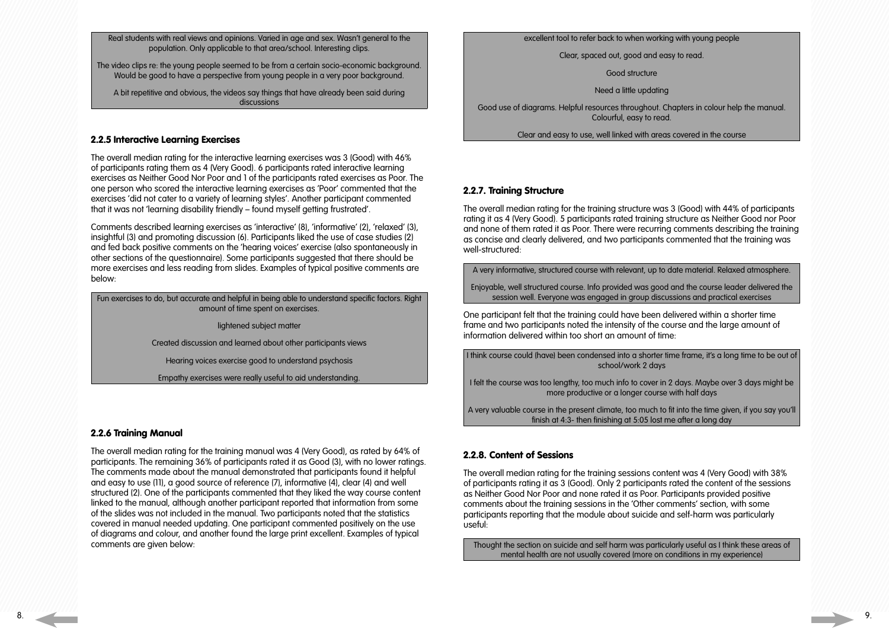Real students with real views and opinions. Varied in age and sex. Wasn't general to the population. Only applicable to that area/school. Interesting clips.

The video clips re: the young people seemed to be from a certain socio-economic background. Would be good to have a perspective from young people in a very poor background.

A bit repetitive and obvious, the videos say things that have already been said during discussions

### 2.2.5 Interactive Learning Exercises

The overall median rating for the interactive learning exercises was 3 (Good) with 46% of participants rating them as 4 (Very Good). 6 participants rated interactive learning exercises as Neither Good Nor Poor and 1 of the participants rated exercises as Poor. The one person who scored the interactive learning exercises as 'Poor' commented that the exercises 'did not cater to a variety of learning styles'. Another participant commented that it was not 'learning disability friendly – found myself getting frustrated'.

Comments described learning exercises as 'interactive' (8), 'informative' (2), 'relaxed' (3), insightful (3) and promoting discussion (6). Participants liked the use of case studies (2) and fed back positive comments on the 'hearing voices' exercise (also spontaneously in other sections of the questionnaire). Some participants suggested that there should be more exercises and less reading from slides. Examples of typical positive comments are below:

Fun exercises to do, but accurate and helpful in being able to understand specific factors. Right amount of time spent on exercises.

lightened subject matter

Created discussion and learned about other participants views

Hearing voices exercise good to understand psychosis

Empathy exercises were really useful to aid understanding.

### 2.2.6 Training Manual

The overall median rating for the training manual was 4 (Very Good), as rated by 64% of participants. The remaining 36% of participants rated it as Good (3), with no lower ratings. The comments made about the manual demonstrated that participants found it helpful and easy to use (11), a good source of reference (7), informative (4), clear (4) and well structured (2). One of the participants commented that they liked the way course content linked to the manual, although another participant reported that information from some of the slides was not included in the manual. Two participants noted that the statistics covered in manual needed updating. One participant commented positively on the use of diagrams and colour, and another found the large print excellent. Examples of typical comments are given below:

excellent tool to refer back to when working with young people

Clear, spaced out, good and easy to read.

Good structure

Need a little updating

Good use of diagrams. Helpful resources throughout. Chapters in colour help the manual. Colourful, easy to read.

Clear and easy to use, well linked with areas covered in the course

### 2.2.7. Training Structure

The overall median rating for the training structure was 3 (Good) with 44% of participants rating it as 4 (Very Good). 5 participants rated training structure as Neither Good nor Poor and none of them rated it as Poor. There were recurring comments describing the training as concise and clearly delivered, and two participants commented that the training was well-structured:

A very informative, structured course with relevant, up to date material. Relaxed atmosphere.

Enjoyable, well structured course. Info provided was good and the course leader delivered the session well. Everyone was engaged in group discussions and practical exercises

One participant felt that the training could have been delivered within a shorter time frame and two participants noted the intensity of the course and the large amount of information delivered within too short an amount of time:

I think course could (have) been condensed into a shorter time frame, it's a long time to be out of school/work 2 days

I felt the course was too lengthy, too much info to cover in 2 days. Maybe over 3 days might be more productive or a longer course with half days

A very valuable course in the present climate, too much to fit into the time given, if you say you'll finish at 4:3- then finishing at 5:05 lost me after a long day

### 2.2.8. Content of Sessions

The overall median rating for the training sessions content was 4 (Very Good) with 38% of participants rating it as 3 (Good). Only 2 participants rated the content of the sessions as Neither Good Nor Poor and none rated it as Poor. Participants provided positive comments about the training sessions in the 'Other comments' section, with some participants reporting that the module about suicide and self-harm was particularly useful:

Thought the section on suicide and self harm was particularly useful as I think these areas of mental health are not usually covered (more on conditions in my experience)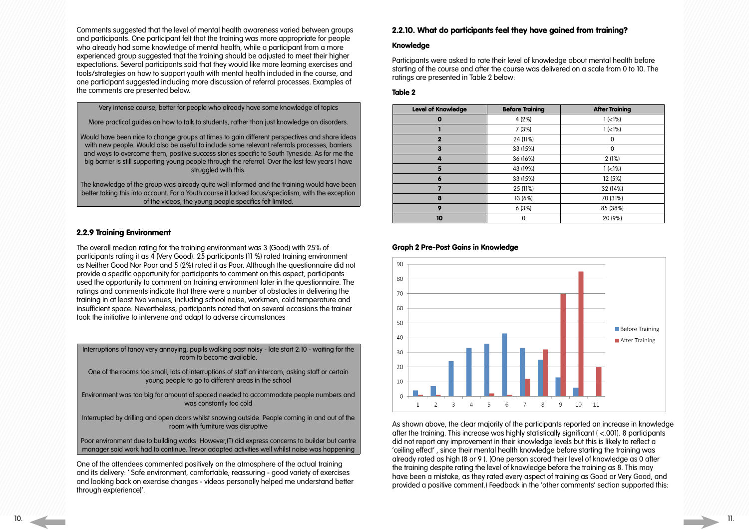Comments suggested that the level of mental health awareness varied between groups and participants. One participant felt that the training was more appropriate for people who already had some knowledge of mental health, while a participant from a more experienced group suggested that the training should be adjusted to meet their higher expectations. Several participants said that they would like more learning exercises and tools/strategies on how to support youth with mental health included in the course, and one participant suggested including more discussion of referral processes. Examples of the comments are presented below.

> Very intense course, better for people who already have some knowledge of topics
>
> More practical guides on how to talk to students, rather than just knowledge on disorders.
>
> Would have been nice to change groups at times to gain different perspectives and share ideas with new people. Would also be useful to include some relevant referrals processes, barriers and ways to overcome them, positive success stories specific to South Tyneside. As for me the big barrier is still supporting young people through the referral. Over the last few years I have struggled with this.
>
> The knowledge of the group was already quite well informed and the training would have been better taking this into account. For a Youth course it lacked focus/specialism, with the exception of the videos, the young people specifics felt limited.

### 2.2.9 Training Environment

The overall median rating for the training environment was 3 (Good) with 25% of participants rating it as 4 (Very Good). 25 participants (11 %) rated training environment as Neither Good Nor Poor and 5 (2%) rated it as Poor. Although the questionnaire did not provide a specific opportunity for participants to comment on this aspect, participants used the opportunity to comment on training environment later in the questionnaire. The ratings and comments indicate that there were a number of obstacles in delivering the training in at least two venues, including school noise, workmen, cold temperature and insufficient space. Nevertheless, participants noted that on several occasions the trainer took the initiative to intervene and adapt to adverse circumstances

> Interruptions of tanoy very annoying, pupils walking past noisy - late start 2:10 - waiting for the room to become available.
>
> One of the rooms too small, lots of interruptions of staff on intercom, asking staff or certain young people to go to different areas in the school
>
> Environment was too big for amount of spaced needed to accommodate people numbers and was constantly too cold
>
> Interrupted by drilling and open doors whilst snowing outside. People coming in and out of the room with furniture was disruptive
>
> Poor environment due to building works. However,(T) did express concerns to builder but centre manager said work had to continue. Trevor adapted activities well whilst noise was happening

One of the attendees commented positively on the atmosphere of the actual training and its delivery: ' Safe environment, comfortable, reassuring - good variety of exercises and looking back on exercise changes - videos personally helped me understand better through exp(erience)'.

### 2.2.10. What do participants feel they have gained from training?

#### Knowledge

Participants were asked to rate their level of knowledge about mental health before starting of the course and after the course was delivered on a scale from 0 to 10. The ratings are presented in Table 2 below:

**Table 2**

| Level of Knowledge | Before Training | After Training |
|---|---|---|
| 0 | 4 (2%) | 1 (<1%) |
| 1 | 7 (3%) | 1 (<1%) |
| 2 | 24 (11%) | 0 |
| 3 | 33 (15%) | 0 |
| 4 | 36 (16%) | 2 (1%) |
| 5 | 43 (19%) | 1 (<1%) |
| 6 | 33 (15%) | 12 (5%) |
| 7 | 25 (11%) | 32 (14%) |
| 8 | 13 (6%) | 70 (31%) |
| 9 | 6 (3%) | 85 (38%) |
| 10 | 0 | 20 (9%) |

**Graph 2 Pre-Post Gains in Knowledge**

As shown above, the clear majority of the participants reported an increase in knowledge after the training. This increase was highly statistically significant ( <.001). 8 participants did not report any improvement in their knowledge levels but this is likely to reflect a 'ceiling effect' , since their mental health knowledge before starting the training was already rated as high (8 or 9 ). (One person scored their level of knowledge as 0 after the training despite rating the level of knowledge before the training as 8. This may have been a mistake, as they rated every aspect of training as Good or Very Good, and provided a positive comment.) Feedback in the 'other comments' section supported this: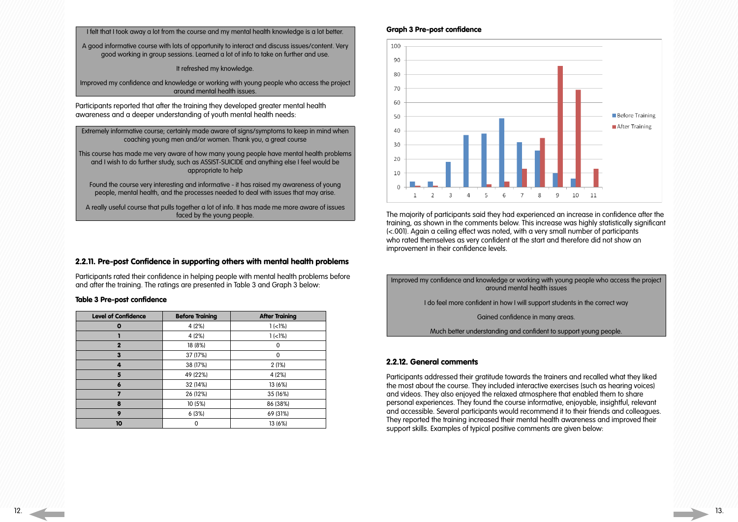I felt that I took away a lot from the course and my mental health knowledge is a lot better.

A good informative course with lots of opportunity to interact and discuss issues/content. Very good working in group sessions. Learned a lot of info to take on further and use.

It refreshed my knowledge.

Improved my confidence and knowledge or working with young people who access the project around mental health issues.

Participants reported that after the training they developed greater mental health awareness and a deeper understanding of youth mental health needs:

Extremely informative course; certainly made aware of signs/symptoms to keep in mind when coaching young men and/or women. Thank you, a great course

This course has made me very aware of how many young people have mental health problems and I wish to do further study, such as ASSIST-SUICIDE and anything else I feel would be appropriate to help

Found the course very interesting and informative - it has raised my awareness of young people, mental health, and the processes needed to deal with issues that may arise.

A really useful course that pulls together a lot of info. It has made me more aware of issues faced by the young people.

### 2.2.11. Pre-post Confidence in supporting others with mental health problems

Participants rated their confidence in helping people with mental health problems before and after the training. The ratings are presented in Table 3 and Graph 3 below:

**Table 3 Pre-post confidence**

| Level of Confidence | Before Training | After Training |
|---|---|---|
| 0 | 4 (2%) | 1 (<1%) |
| 1 | 4 (2%) | 1 (<1%) |
| 2 | 18 (8%) | 0 |
| 3 | 37 (17%) | 0 |
| 4 | 38 (17%) | 2 (1%) |
| 5 | 49 (22%) | 4 (2%) |
| 6 | 32 (14%) | 13 (6%) |
| 7 | 26 (12%) | 35 (16%) |
| 8 | 10 (5%) | 86 (38%) |
| 9 | 6 (3%) | 69 (31%) |
| 10 | 0 | 13 (6%) |

**Graph 3 Pre-post confidence**

The majority of participants said they had experienced an increase in confidence after the training, as shown in the comments below. This increase was highly statistically significant (<.001). Again a ceiling effect was noted, with a very small number of participants who rated themselves as very confident at the start and therefore did not show an improvement in their confidence levels.

Improved my confidence and knowledge or working with young people who access the project around mental health issues

I do feel more confident in how I will support students in the correct way

Gained confidence in many areas.

Much better understanding and confident to support young people.

### 2.2.12. General comments

Participants addressed their gratitude towards the trainers and recalled what they liked the most about the course. They included interactive exercises (such as hearing voices) and videos. They also enjoyed the relaxed atmosphere that enabled them to share personal experiences. They found the course informative, enjoyable, insightful, relevant and accessible. Several participants would recommend it to their friends and colleagues. They reported the training increased their mental health awareness and improved their support skills. Examples of typical positive comments are given below: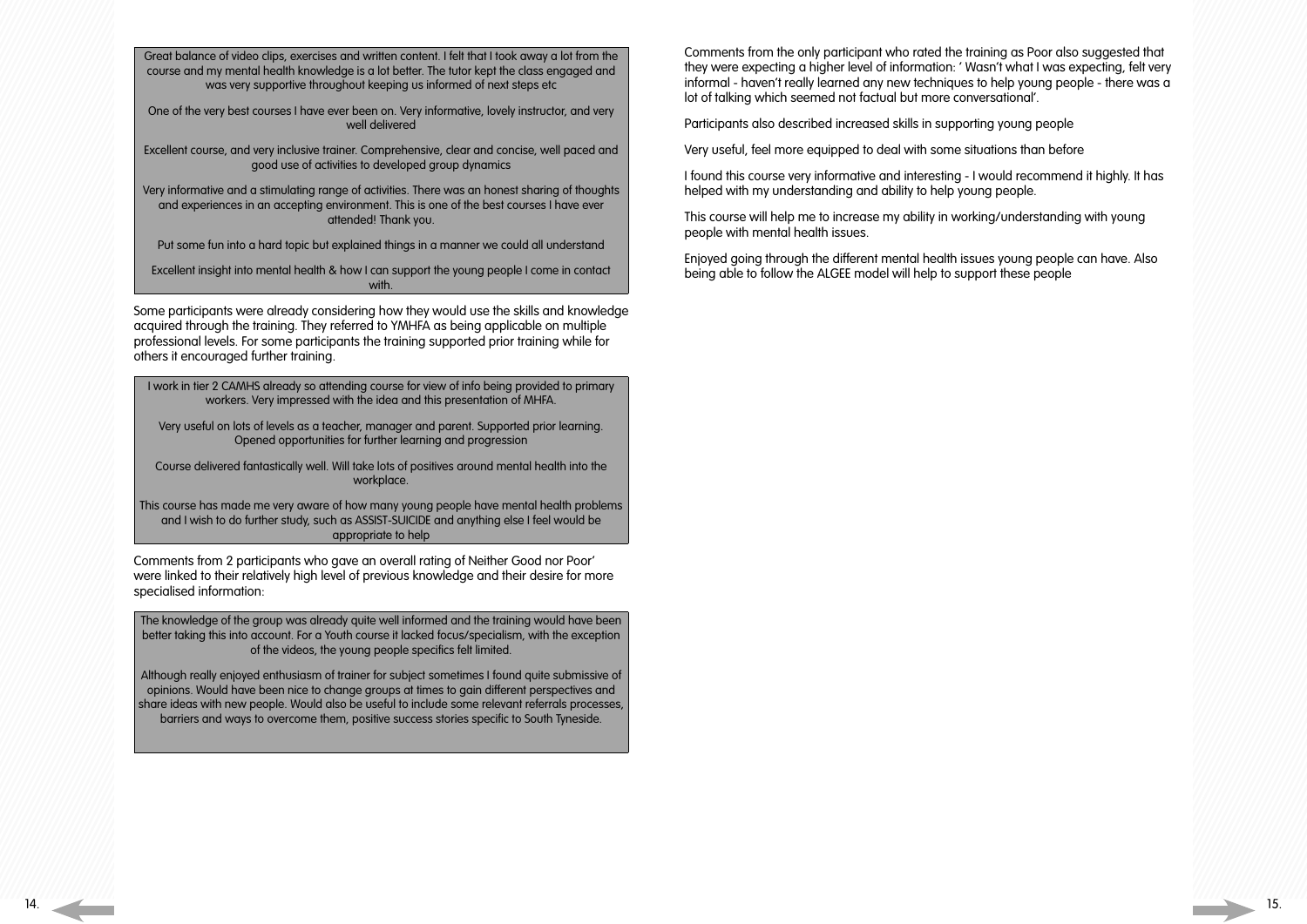Great balance of video clips, exercises and written content. I felt that I took away a lot from the course and my mental health knowledge is a lot better. The tutor kept the class engaged and was very supportive throughout keeping us informed of next steps etc

One of the very best courses I have ever been on. Very informative, lovely instructor, and very well delivered

Excellent course, and very inclusive trainer. Comprehensive, clear and concise, well paced and good use of activities to developed group dynamics

Very informative and a stimulating range of activities. There was an honest sharing of thoughts and experiences in an accepting environment. This is one of the best courses I have ever attended! Thank you.

Put some fun into a hard topic but explained things in a manner we could all understand

Excellent insight into mental health & how I can support the young people I come in contact with.

Some participants were already considering how they would use the skills and knowledge acquired through the training. They referred to YMHFA as being applicable on multiple professional levels. For some participants the training supported prior training while for others it encouraged further training.

I work in tier 2 CAMHS already so attending course for view of info being provided to primary workers. Very impressed with the idea and this presentation of MHFA.

Very useful on lots of levels as a teacher, manager and parent. Supported prior learning. Opened opportunities for further learning and progression

Course delivered fantastically well. Will take lots of positives around mental health into the workplace.

This course has made me very aware of how many young people have mental health problems and I wish to do further study, such as ASSIST-SUICIDE and anything else I feel would be appropriate to help

Comments from 2 participants who gave an overall rating of Neither Good nor Poor' were linked to their relatively high level of previous knowledge and their desire for more specialised information:

The knowledge of the group was already quite well informed and the training would have been better taking this into account. For a Youth course it lacked focus/specialism, with the exception of the videos, the young people specifics felt limited.

Although really enjoyed enthusiasm of trainer for subject sometimes I found quite submissive of opinions. Would have been nice to change groups at times to gain different perspectives and share ideas with new people. Would also be useful to include some relevant referrals processes, barriers and ways to overcome them, positive success stories specific to South Tyneside.

Comments from the only participant who rated the training as Poor also suggested that they were expecting a higher level of information: ' Wasn't what I was expecting, felt very informal - haven't really learned any new techniques to help young people - there was a lot of talking which seemed not factual but more conversational'.

Participants also described increased skills in supporting young people

Very useful, feel more equipped to deal with some situations than before

I found this course very informative and interesting - I would recommend it highly. It has helped with my understanding and ability to help young people.

This course will help me to increase my ability in working/understanding with young people with mental health issues.

Enjoyed going through the different mental health issues young people can have. Also being able to follow the ALGEE model will help to support these people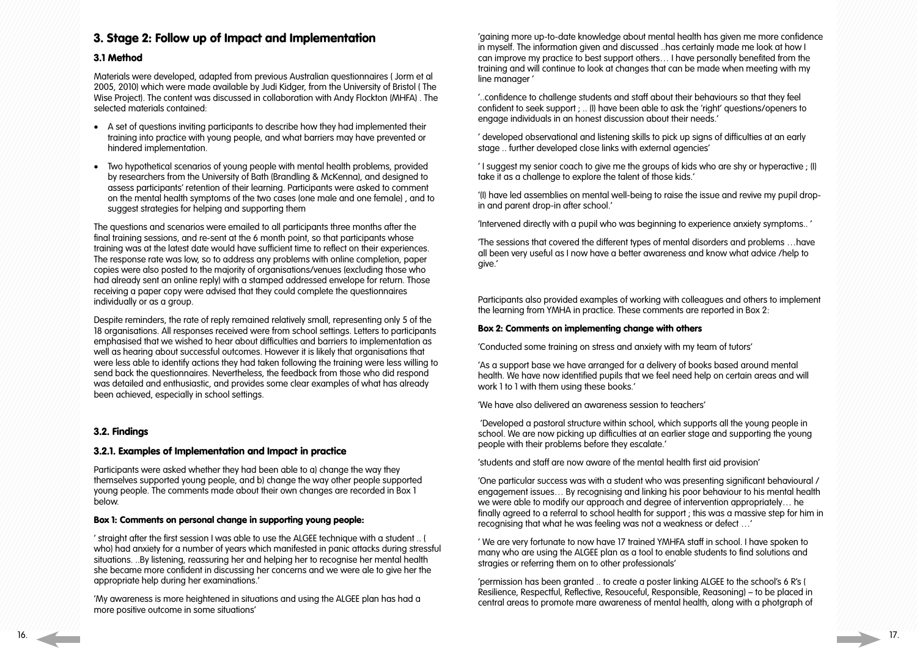## 3. Stage 2: Follow up of Impact and Implementation

### 3.1 Method

Materials were developed, adapted from previous Australian questionnaires ( Jorm et al 2005, 2010) which were made available by Judi Kidger, from the University of Bristol ( The Wise Project). The content was discussed in collaboration with Andy Flockton (MHFA) . The selected materials contained:

- A set of questions inviting participants to describe how they had implemented their training into practice with young people, and what barriers may have prevented or hindered implementation.
- Two hypothetical scenarios of young people with mental health problems, provided by researchers from the University of Bath (Brandling & McKenna), and designed to assess participants' retention of their learning. Participants were asked to comment on the mental health symptoms of the two cases (one male and one female) , and to suggest strategies for helping and supporting them

The questions and scenarios were emailed to all participants three months after the final training sessions, and re-sent at the 6 month point, so that participants whose training was at the latest date would have sufficient time to reflect on their experiences. The response rate was low, so to address any problems with online completion, paper copies were also posted to the majority of organisations/venues (excluding those who had already sent an online reply) with a stamped addressed envelope for return. Those receiving a paper copy were advised that they could complete the questionnaires individually or as a group.

Despite reminders, the rate of reply remained relatively small, representing only 5 of the 18 organisations. All responses received were from school settings. Letters to participants emphasised that we wished to hear about difficulties and barriers to implementation as well as hearing about successful outcomes. However it is likely that organisations that were less able to identify actions they had taken following the training were less willing to send back the questionnaires. Nevertheless, the feedback from those who did respond was detailed and enthusiastic, and provides some clear examples of what has already been achieved, especially in school settings.

### 3.2. Findings

#### 3.2.1. Examples of Implementation and Impact in practice

Participants were asked whether they had been able to a) change the way they themselves supported young people, and b) change the way other people supported young people. The comments made about their own changes are recorded in Box 1 below.

**Box 1: Comments on personal change in supporting young people:**

' straight after the first session I was able to use the ALGEE technique with a student .. ( who) had anxiety for a number of years which manifested in panic attacks during stressful situations. ..By listening, reassuring her and helping her to recognise her mental health she became more confident in discussing her concerns and we were ale to give her the appropriate help during her examinations.'

'My awareness is more heightened in situations and using the ALGEE plan has had a more positive outcome in some situations'

'gaining more up-to-date knowledge about mental health has given me more confidence in myself. The information given and discussed ..has certainly made me look at how I can improve my practice to best support others… I have personally benefited from the training and will continue to look at changes that can be made when meeting with my line manager '

'..confidence to challenge students and staff about their behaviours so that they feel confident to seek support ; .. (I) have been able to ask the 'right' questions/openers to engage individuals in an honest discussion about their needs.'

' developed observational and listening skills to pick up signs of difficulties at an early stage .. further developed close links with external agencies'

' I suggest my senior coach to give me the groups of kids who are shy or hyperactive ; (I) take it as a challenge to explore the talent of those kids.'

'(I) have led assemblies on mental well-being to raise the issue and revive my pupil drop-in and parent drop-in after school.'

'Intervened directly with a pupil who was beginning to experience anxiety symptoms.. '

'The sessions that covered the different types of mental disorders and problems …have all been very useful as I now have a better awareness and know what advice /help to give.'

Participants also provided examples of working with colleagues and others to implement the learning from YMHA in practice. These comments are reported in Box 2:

**Box 2: Comments on implementing change with others**

'Conducted some training on stress and anxiety with my team of tutors'

'As a support base we have arranged for a delivery of books based around mental health. We have now identified pupils that we feel need help on certain areas and will work 1 to 1 with them using these books.'

'We have also delivered an awareness session to teachers'

'Developed a pastoral structure within school, which supports all the young people in school. We are now picking up difficulties at an earlier stage and supporting the young people with their problems before they escalate.'

'students and staff are now aware of the mental health first aid provision'

'One particular success was with a student who was presenting significant behavioural / engagement issues… By recognising and linking his poor behaviour to his mental health we were able to modify our approach and degree of intervention appropriately… he finally agreed to a referral to school health for support ; this was a massive step for him in recognising that what he was feeling was not a weakness or defect …'

' We are very fortunate to now have 17 trained YMHFA staff in school. I have spoken to many who are using the ALGEE plan as a tool to enable students to find solutions and stragies or referring them on to other professionals'

'permission has been granted .. to create a poster linking ALGEE to the school's 6 R's ( Resilience, Respectful, Reflective, Resouceful, Responsible, Reasoning) – to be placed in central areas to promote mare awareness of mental health, along with a photgraph of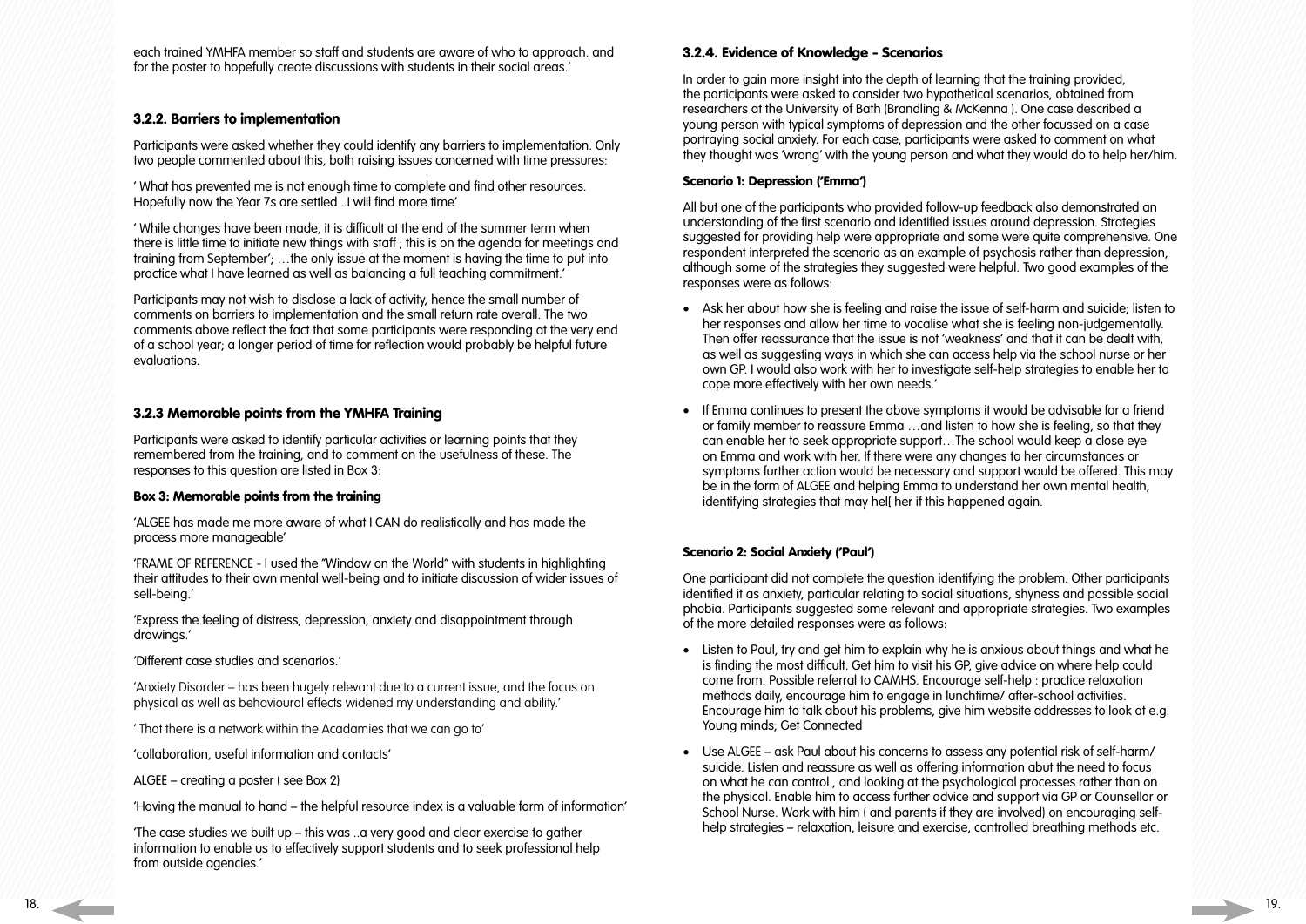each trained YMHFA member so staff and students are aware of who to approach. and for the poster to hopefully create discussions with students in their social areas.'

### 3.2.2. Barriers to implementation

Participants were asked whether they could identify any barriers to implementation. Only two people commented about this, both raising issues concerned with time pressures:

' What has prevented me is not enough time to complete and find other resources. Hopefully now the Year 7s are settled ..I will find more time'

' While changes have been made, it is difficult at the end of the summer term when there is little time to initiate new things with staff ; this is on the agenda for meetings and training from September'; …the only issue at the moment is having the time to put into practice what I have learned as well as balancing a full teaching commitment.'

Participants may not wish to disclose a lack of activity, hence the small number of comments on barriers to implementation and the small return rate overall. The two comments above reflect the fact that some participants were responding at the very end of a school year; a longer period of time for reflection would probably be helpful future evaluations.

### 3.2.3 Memorable points from the YMHFA Training

Participants were asked to identify particular activities or learning points that they remembered from the training, and to comment on the usefulness of these. The responses to this question are listed in Box 3:

**Box 3: Memorable points from the training**

'ALGEE has made me more aware of what I CAN do realistically and has made the process more manageable'

'FRAME OF REFERENCE - I used the "Window on the World" with students in highlighting their attitudes to their own mental well-being and to initiate discussion of wider issues of sell-being.'

'Express the feeling of distress, depression, anxiety and disappointment through drawings.'

'Different case studies and scenarios.'

'Anxiety Disorder – has been hugely relevant due to a current issue, and the focus on physical as well as behavioural effects widened my understanding and ability.'

' That there is a network within the Acadamies that we can go to'

'collaboration, useful information and contacts'

ALGEE – creating a poster ( see Box 2)

'Having the manual to hand – the helpful resource index is a valuable form of information'

'The case studies we built up – this was ..a very good and clear exercise to gather information to enable us to effectively support students and to seek professional help from outside agencies.'

### 3.2.4. Evidence of Knowledge - Scenarios

In order to gain more insight into the depth of learning that the training provided, the participants were asked to consider two hypothetical scenarios, obtained from researchers at the University of Bath (Brandling & McKenna ). One case described a young person with typical symptoms of depression and the other focussed on a case portraying social anxiety. For each case, participants were asked to comment on what they thought was 'wrong' with the young person and what they would do to help her/him.

**Scenario 1: Depression ('Emma')**

All but one of the participants who provided follow-up feedback also demonstrated an understanding of the first scenario and identified issues around depression. Strategies suggested for providing help were appropriate and some were quite comprehensive. One respondent interpreted the scenario as an example of psychosis rather than depression, although some of the strategies they suggested were helpful. Two good examples of the responses were as follows:

- Ask her about how she is feeling and raise the issue of self-harm and suicide; listen to her responses and allow her time to vocalise what she is feeling non-judgementally. Then offer reassurance that the issue is not 'weakness' and that it can be dealt with, as well as suggesting ways in which she can access help via the school nurse or her own GP. I would also work with her to investigate self-help strategies to enable her to cope more effectively with her own needs.'
- If Emma continues to present the above symptoms it would be advisable for a friend or family member to reassure Emma …and listen to how she is feeling, so that they can enable her to seek appropriate support…The school would keep a close eye on Emma and work with her. If there were any changes to her circumstances or symptoms further action would be necessary and support would be offered. This may be in the form of ALGEE and helping Emma to understand her own mental health, identifying strategies that may hel[ her if this happened again.

**Scenario 2: Social Anxiety ('Paul')**

One participant did not complete the question identifying the problem. Other participants identified it as anxiety, particular relating to social situations, shyness and possible social phobia. Participants suggested some relevant and appropriate strategies. Two examples of the more detailed responses were as follows:

- Listen to Paul, try and get him to explain why he is anxious about things and what he is finding the most difficult. Get him to visit his GP, give advice on where help could come from. Possible referral to CAMHS. Encourage self-help : practice relaxation methods daily, encourage him to engage in lunchtime/ after-school activities. Encourage him to talk about his problems, give him website addresses to look at e.g. Young minds; Get Connected
- Use ALGEE – ask Paul about his concerns to assess any potential risk of self-harm/ suicide. Listen and reassure as well as offering information abut the need to focus on what he can control , and looking at the psychological processes rather than on the physical. Enable him to access further advice and support via GP or Counsellor or School Nurse. Work with him ( and parents if they are involved) on encouraging self-help strategies – relaxation, leisure and exercise, controlled breathing methods etc.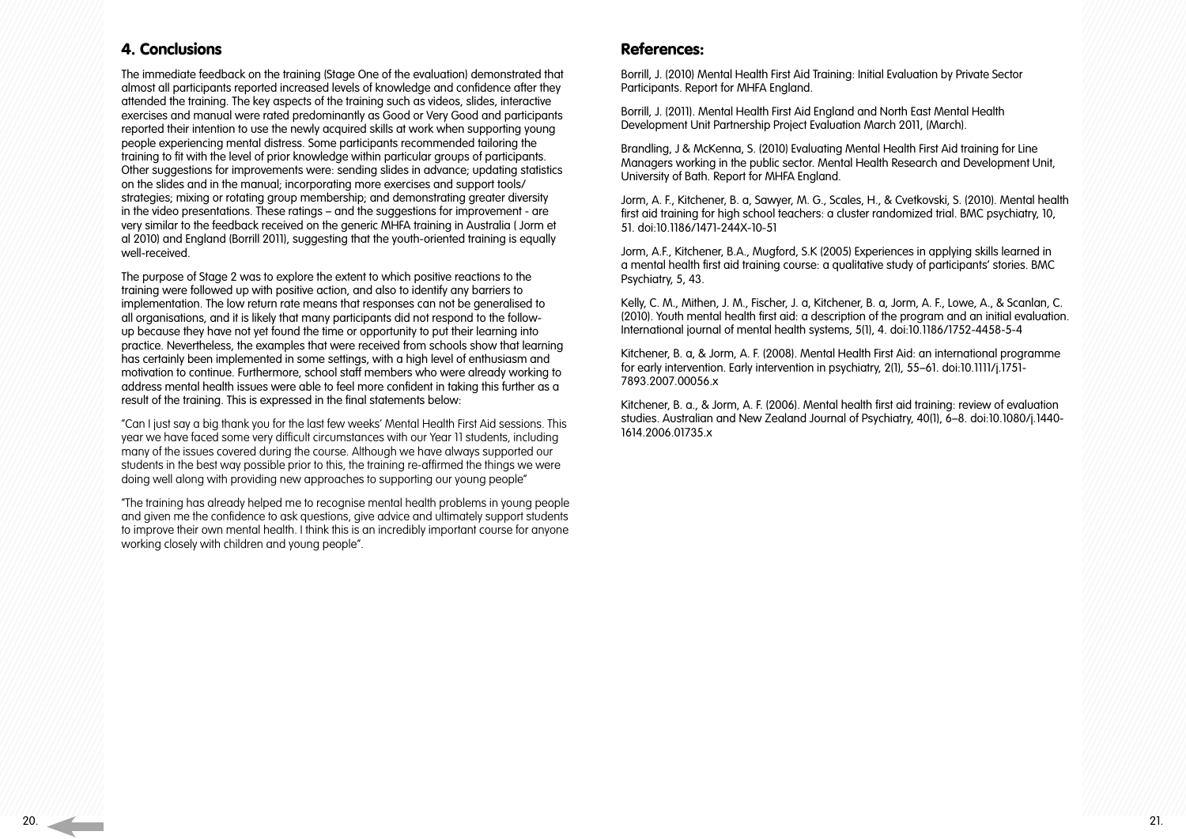## 4. Conclusions

The immediate feedback on the training (Stage One of the evaluation) demonstrated that almost all participants reported increased levels of knowledge and confidence after they attended the training. The key aspects of the training such as videos, slides, interactive exercises and manual were rated predominantly as Good or Very Good and participants reported their intention to use the newly acquired skills at work when supporting young people experiencing mental distress. Some participants recommended tailoring the training to fit with the level of prior knowledge within particular groups of participants. Other suggestions for improvements were: sending slides in advance; updating statistics on the slides and in the manual; incorporating more exercises and support tools/ strategies; mixing or rotating group membership; and demonstrating greater diversity in the video presentations. These ratings – and the suggestions for improvement - are very similar to the feedback received on the generic MHFA training in Australia ( Jorm et al 2010) and England (Borrill 2011), suggesting that the youth-oriented training is equally well-received.

The purpose of Stage 2 was to explore the extent to which positive reactions to the training were followed up with positive action, and also to identify any barriers to implementation. The low return rate means that responses can not be generalised to all organisations, and it is likely that many participants did not respond to the follow-up because they have not yet found the time or opportunity to put their learning into practice. Nevertheless, the examples that were received from schools show that learning has certainly been implemented in some settings, with a high level of enthusiasm and motivation to continue. Furthermore, school staff members who were already working to address mental health issues were able to feel more confident in taking this further as a result of the training. This is expressed in the final statements below:

"Can I just say a big thank you for the last few weeks' Mental Health First Aid sessions. This year we have faced some very difficult circumstances with our Year 11 students, including many of the issues covered during the course. Although we have always supported our students in the best way possible prior to this, the training re-affirmed the things we were doing well along with providing new approaches to supporting our young people"

"The training has already helped me to recognise mental health problems in young people and given me the confidence to ask questions, give advice and ultimately support students to improve their own mental health. I think this is an incredibly important course for anyone working closely with children and young people".

## References:

Borrill, J. (2010) Mental Health First Aid Training: Initial Evaluation by Private Sector Participants. Report for MHFA England.

Borrill, J. (2011). Mental Health First Aid England and North East Mental Health Development Unit Partnership Project Evaluation March 2011, (March).

Brandling, J & McKenna, S. (2010) Evaluating Mental Health First Aid training for Line Managers working in the public sector. Mental Health Research and Development Unit, University of Bath. Report for MHFA England.

Jorm, A. F., Kitchener, B. a, Sawyer, M. G., Scales, H., & Cvetkovski, S. (2010). Mental health first aid training for high school teachers: a cluster randomized trial. BMC psychiatry, 10, 51. doi:10.1186/1471-244X-10-51

Jorm, A.F., Kitchener, B.A., Mugford, S.K (2005) Experiences in applying skills learned in a mental health first aid training course: a qualitative study of participants' stories. BMC Psychiatry, 5, 43.

Kelly, C. M., Mithen, J. M., Fischer, J. a, Kitchener, B. a, Jorm, A. F., Lowe, A., & Scanlan, C. (2010). Youth mental health first aid: a description of the program and an initial evaluation. International journal of mental health systems, 5(1), 4. doi:10.1186/1752-4458-5-4

Kitchener, B. a, & Jorm, A. F. (2008). Mental Health First Aid: an international programme for early intervention. Early intervention in psychiatry, 2(1), 55–61. doi:10.1111/j.1751-7893.2007.00056.x

Kitchener, B. a., & Jorm, A. F. (2006). Mental health first aid training: review of evaluation studies. Australian and New Zealand Journal of Psychiatry, 40(1), 6–8. doi:10.1080/j.1440-1614.2006.01735.x